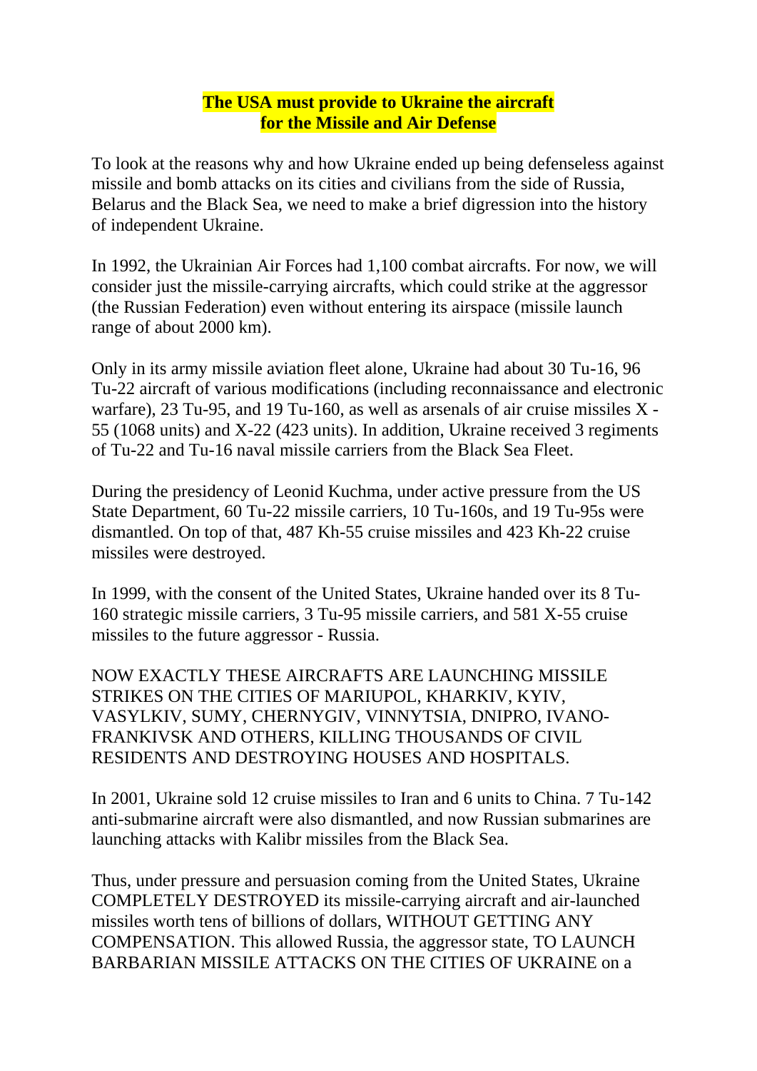# **The USA must provide to Ukraine the aircraft for the Missile and Air Defense**

To look at the reasons why and how Ukraine ended up being defenseless against missile and bomb attacks on its cities and civilians from the side of Russia, Belarus and the Black Sea, we need to make a brief digression into the history of independent Ukraine.

In 1992, the Ukrainian Air Forces had 1,100 combat aircrafts. For now, we will consider just the missile-carrying aircrafts, which could strike at the aggressor (the Russian Federation) even without entering its airspace (missile launch range of about 2000 km).

Only in its army missile aviation fleet alone, Ukraine had about 30 Tu-16, 96 Tu-22 aircraft of various modifications (including reconnaissance and electronic warfare), 23 Tu-95, and 19 Tu-160, as well as arsenals of air cruise missiles X - 55 (1068 units) and X-22 (423 units). In addition, Ukraine received 3 regiments of Tu-22 and Tu-16 naval missile carriers from the Black Sea Fleet.

During the presidency of Leonid Kuchma, under active pressure from the US State Department, 60 Tu-22 missile carriers, 10 Tu-160s, and 19 Tu-95s were dismantled. On top of that, 487 Kh-55 cruise missiles and 423 Kh-22 cruise missiles were destroyed.

In 1999, with the consent of the United States, Ukraine handed over its 8 Tu-160 strategic missile carriers, 3 Tu-95 missile carriers, and 581 X-55 cruise missiles to the future aggressor - Russia.

NOW EXACTLY THESE AIRCRAFTS ARE LAUNCHING MISSILE STRIKES ON THE CITIES OF MARIUPOL, KHARKIV, KYIV, VASYLKIV, SUMY, CHERNYGIV, VINNYTSIA, DNIPRO, IVANO-FRANKIVSK AND OTHERS, KILLING THOUSANDS OF CIVIL RESIDENTS AND DESTROYING HOUSES AND HOSPITALS.

In 2001, Ukraine sold 12 cruise missiles to Iran and 6 units to China. 7 Tu-142 anti-submarine aircraft were also dismantled, and now Russian submarines are launching attacks with Kalibr missiles from the Black Sea.

Thus, under pressure and persuasion coming from the United States, Ukraine COMPLETELY DESTROYED its missile-carrying aircraft and air-launched missiles worth tens of billions of dollars, WITHOUT GETTING ANY COMPENSATION. This allowed Russia, the aggressor state, TO LAUNCH BARBARIAN MISSILE ATTACKS ON THE CITIES OF UKRAINE on a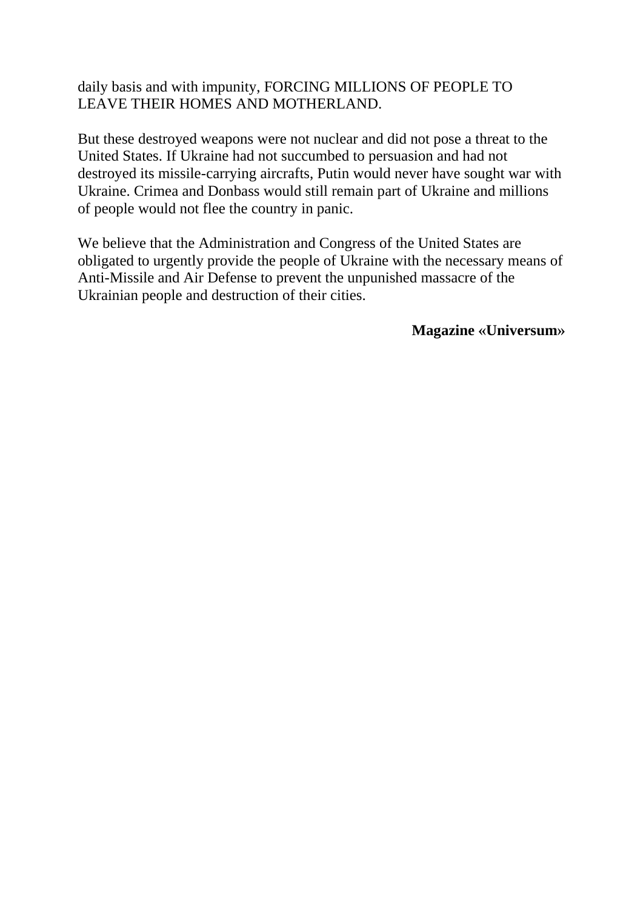daily basis and with impunity, FORCING MILLIONS OF PEOPLE TO LEAVE THEIR HOMES AND MOTHERLAND.

But these destroyed weapons were not nuclear and did not pose a threat to the United States. If Ukraine had not succumbed to persuasion and had not destroyed its missile-carrying aircrafts, Putin would never have sought war with Ukraine. Crimea and Donbass would still remain part of Ukraine and millions of people would not flee the country in panic.

We believe that the Administration and Congress of the United States are obligated to urgently provide the people of Ukraine with the necessary means of Anti-Missile and Air Defense to prevent the unpunished massacre of the Ukrainian people and destruction of their cities.

**Magazine «Universum»**